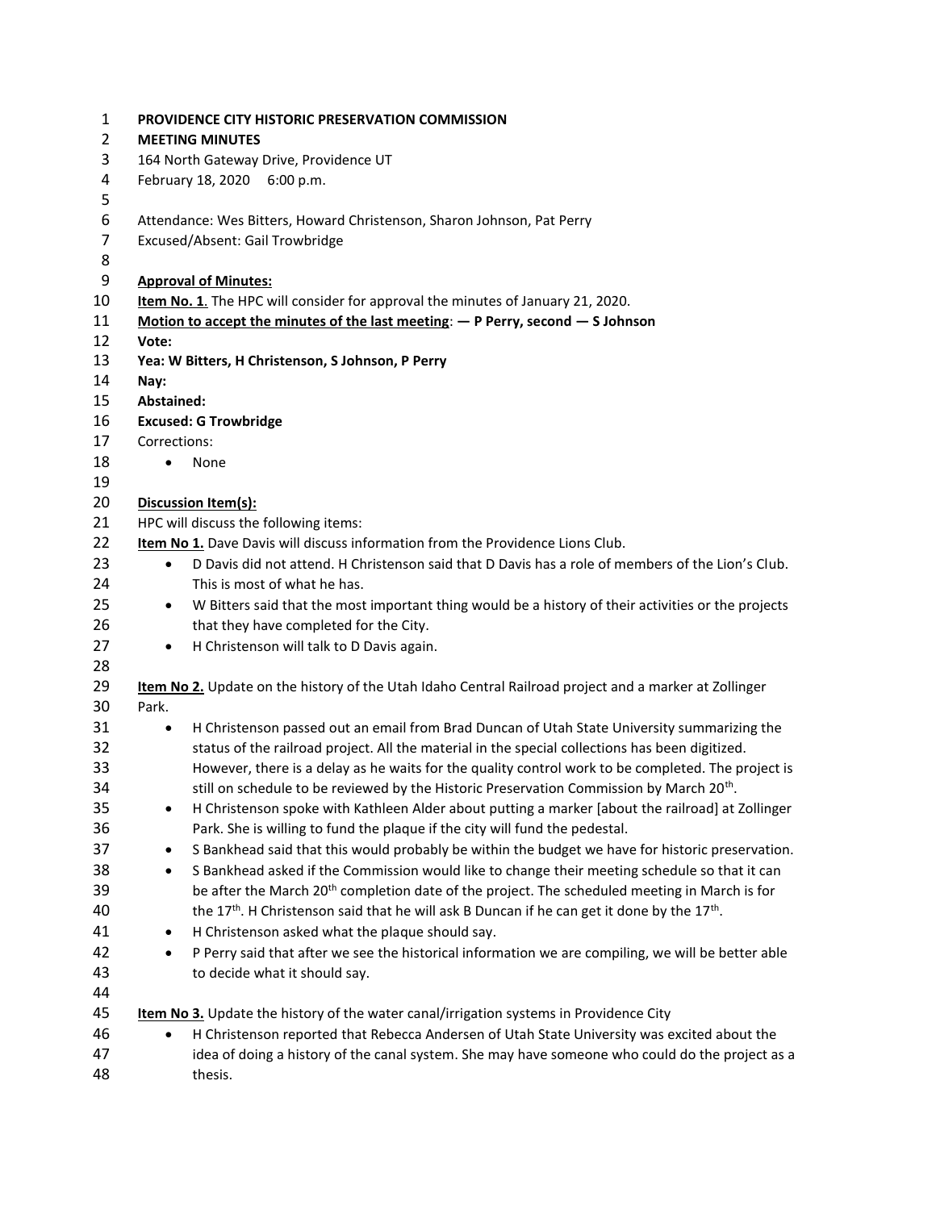**PROVIDENCE CITY HISTORIC PRESERVATION COMMISSION**
**MEETING MINUTES**
164 North Gateway Drive, Providence UT
February 18, 2020 6:00 p.m.

Attendance: Wes Bitters, Howard Christenson, Sharon Johnson, Pat Perry
Excused/Absent: Gail Trowbridge

**Approval of Minutes:**
**Item No. 1**. The HPC will consider for approval the minutes of January 21, 2020.
**Motion to accept the minutes of the last meeting: — P Perry, second — S Johnson**
**Vote:**
**Yea: W Bitters, H Christenson, S Johnson, P Perry**
**Nay:**
**Abstained:**
**Excused: G Trowbridge**
Corrections:

- None

**Discussion Item(s):**
HPC will discuss the following items:
**Item No 1.** Dave Davis will discuss information from the Providence Lions Club.

- D Davis did not attend. H Christenson said that D Davis has a role of members of the Lion's Club. This is most of what he has.
- W Bitters said that the most important thing would be a history of their activities or the projects that they have completed for the City.
- H Christenson will talk to D Davis again.

**Item No 2.** Update on the history of the Utah Idaho Central Railroad project and a marker at Zollinger Park.

- H Christenson passed out an email from Brad Duncan of Utah State University summarizing the status of the railroad project. All the material in the special collections has been digitized. However, there is a delay as he waits for the quality control work to be completed. The project is still on schedule to be reviewed by the Historic Preservation Commission by March 20th.
- H Christenson spoke with Kathleen Alder about putting a marker [about the railroad] at Zollinger Park. She is willing to fund the plaque if the city will fund the pedestal.
- S Bankhead said that this would probably be within the budget we have for historic preservation.
- S Bankhead asked if the Commission would like to change their meeting schedule so that it can be after the March 20th completion date of the project. The scheduled meeting in March is for the 17th. H Christenson said that he will ask B Duncan if he can get it done by the 17th.
- H Christenson asked what the plaque should say.
- P Perry said that after we see the historical information we are compiling, we will be better able to decide what it should say.

**Item No 3.** Update the history of the water canal/irrigation systems in Providence City

- H Christenson reported that Rebecca Andersen of Utah State University was excited about the idea of doing a history of the canal system. She may have someone who could do the project as a thesis.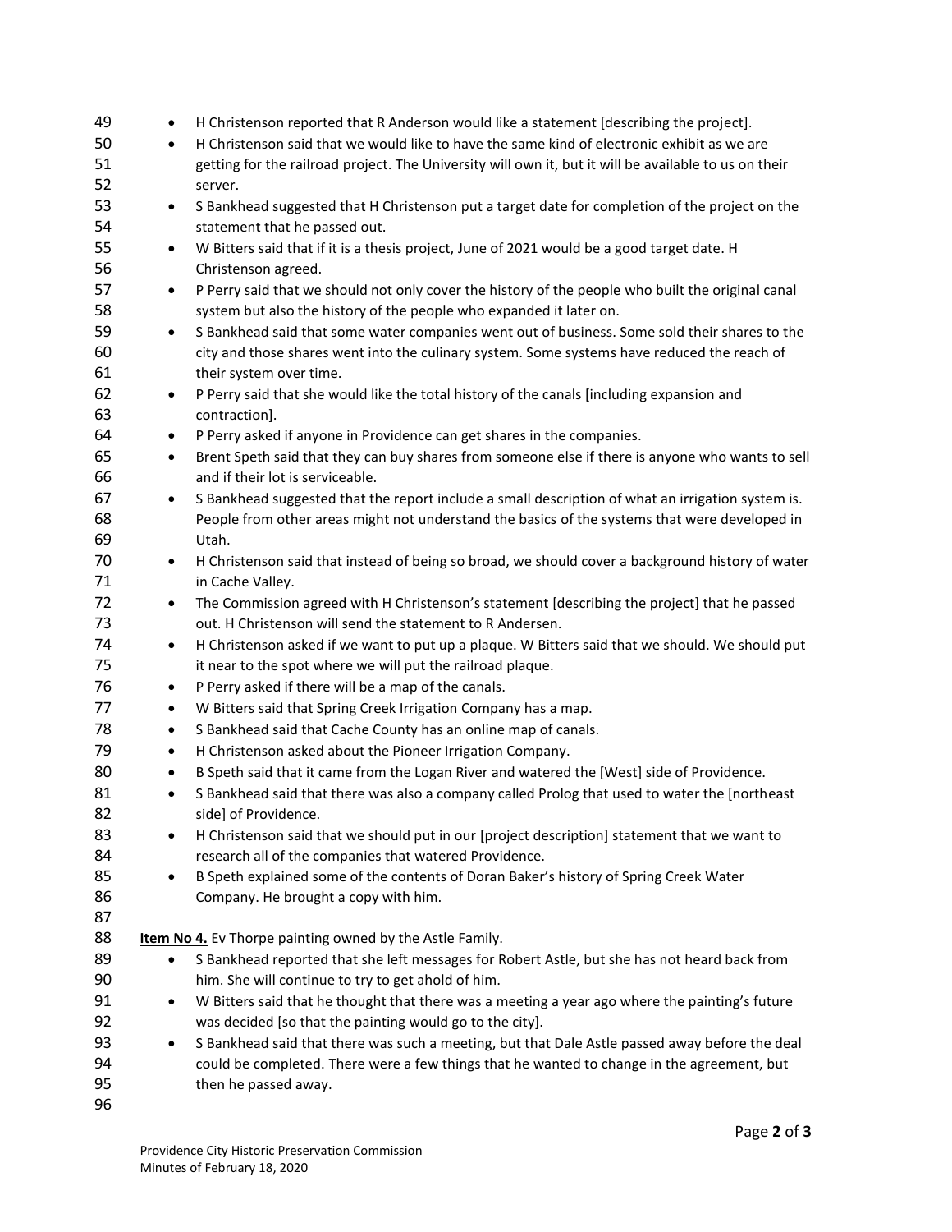- H Christenson reported that R Anderson would like a statement [describing the project].
- H Christenson said that we would like to have the same kind of electronic exhibit as we are getting for the railroad project. The University will own it, but it will be available to us on their server.
- S Bankhead suggested that H Christenson put a target date for completion of the project on the statement that he passed out.
- W Bitters said that if it is a thesis project, June of 2021 would be a good target date. H Christenson agreed.
- P Perry said that we should not only cover the history of the people who built the original canal system but also the history of the people who expanded it later on.
- S Bankhead said that some water companies went out of business. Some sold their shares to the city and those shares went into the culinary system. Some systems have reduced the reach of their system over time.
- P Perry said that she would like the total history of the canals [including expansion and contraction].
- P Perry asked if anyone in Providence can get shares in the companies.
- Brent Speth said that they can buy shares from someone else if there is anyone who wants to sell and if their lot is serviceable.
- S Bankhead suggested that the report include a small description of what an irrigation system is. People from other areas might not understand the basics of the systems that were developed in Utah.
- H Christenson said that instead of being so broad, we should cover a background history of water in Cache Valley.
- The Commission agreed with H Christenson's statement [describing the project] that he passed out. H Christenson will send the statement to R Andersen.
- H Christenson asked if we want to put up a plaque. W Bitters said that we should. We should put it near to the spot where we will put the railroad plaque.
- P Perry asked if there will be a map of the canals.
- W Bitters said that Spring Creek Irrigation Company has a map.
- S Bankhead said that Cache County has an online map of canals.
- H Christenson asked about the Pioneer Irrigation Company.
- B Speth said that it came from the Logan River and watered the [West] side of Providence.
- S Bankhead said that there was also a company called Prolog that used to water the [northeast side] of Providence.
- H Christenson said that we should put in our [project description] statement that we want to research all of the companies that watered Providence.
- B Speth explained some of the contents of Doran Baker's history of Spring Creek Water Company. He brought a copy with him.

**Item No 4.** Ev Thorpe painting owned by the Astle Family.

- S Bankhead reported that she left messages for Robert Astle, but she has not heard back from him. She will continue to try to get ahold of him.
- W Bitters said that he thought that there was a meeting a year ago where the painting's future was decided [so that the painting would go to the city].
- S Bankhead said that there was such a meeting, but that Dale Astle passed away before the deal could be completed. There were a few things that he wanted to change in the agreement, but then he passed away.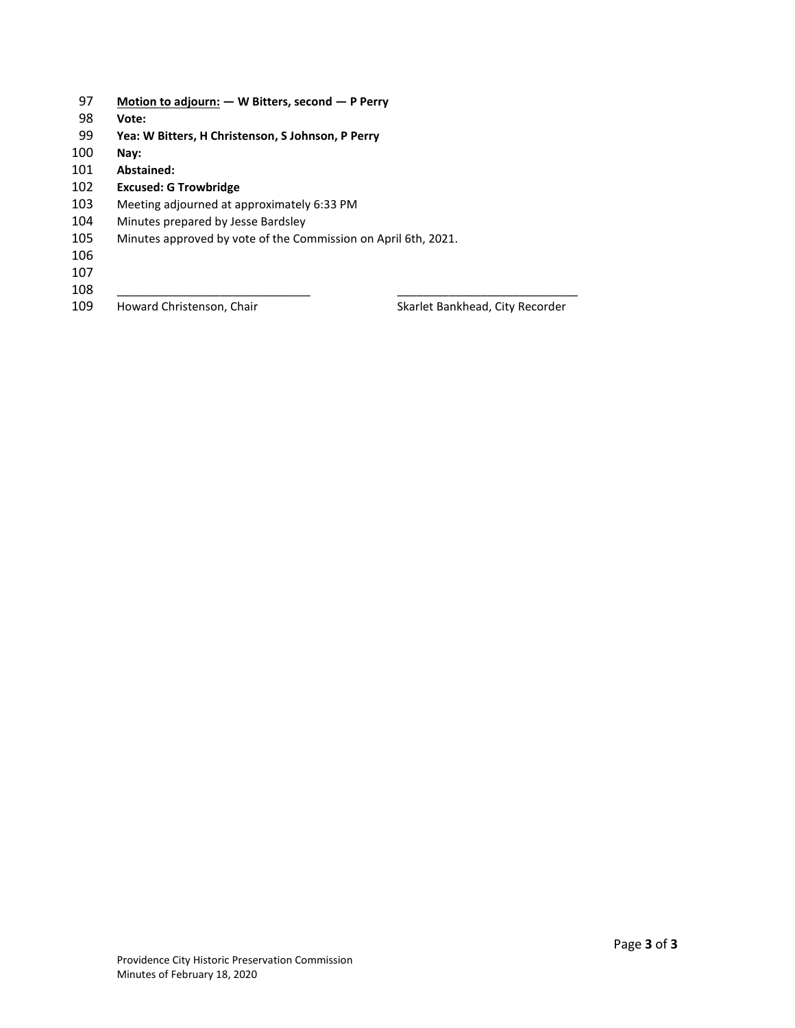**<u>Motion to adjourn:</u> — W Bitters, second — P Perry**

**Vote:**

**Yea: W Bitters, H Christenson, S Johnson, P Perry**

**Nay:**

**Abstained:**

**Excused: G Trowbridge**

Meeting adjourned at approximately 6:33 PM

Minutes prepared by Jesse Bardsley

Minutes approved by vote of the Commission on April 6th, 2021.

_____________________________ _____________________________

Howard Christenson, Chair Skarlet Bankhead, City Recorder